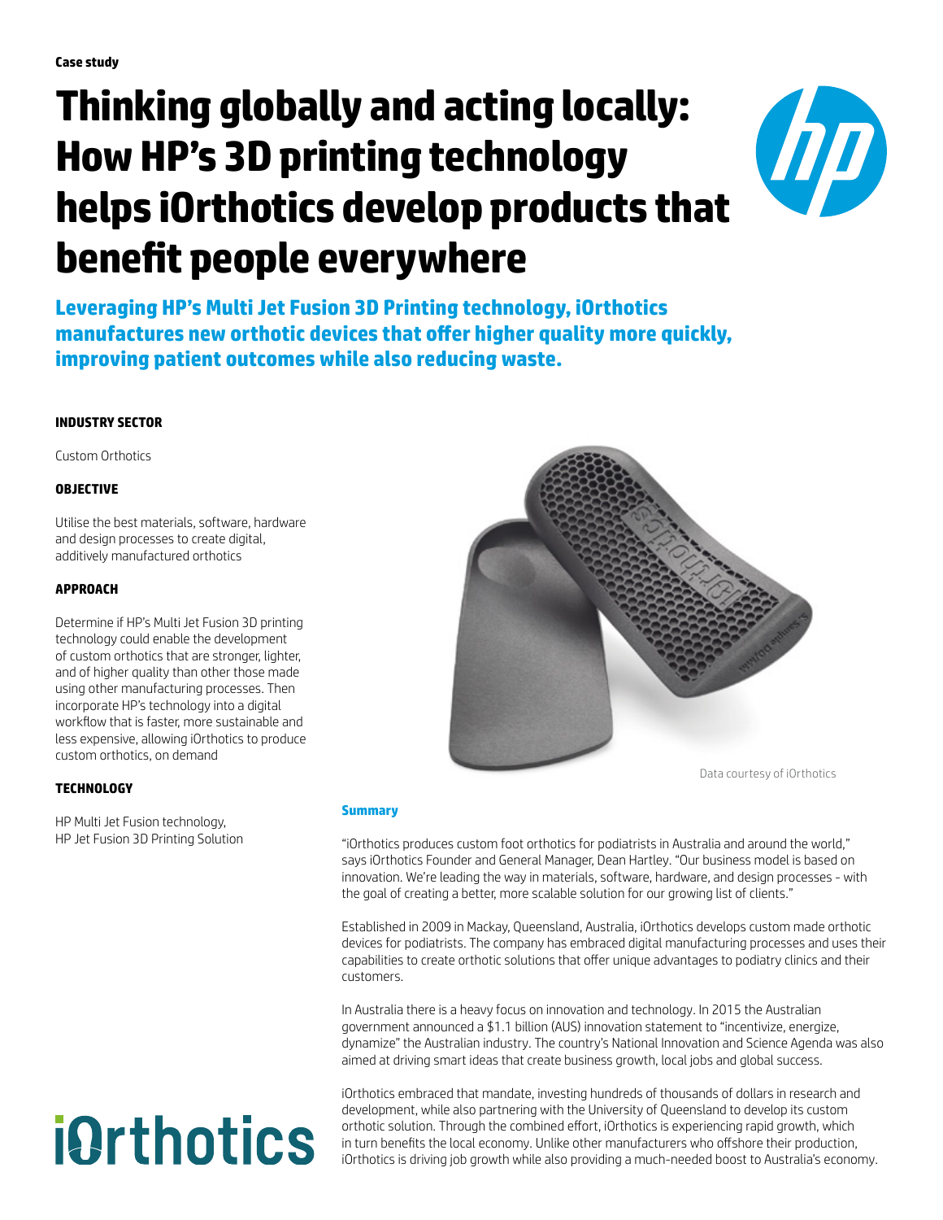Case study

# Thinking globally and acting locally: How HP's 3D printing technology helps iOrthotics develop products that benefit people everywhere

**Leveraging HP's Multi Jet Fusion 3D Printing technology, iOrthotics manufactures new orthotic devices that offer higher quality more quickly, improving patient outcomes while also reducing waste.**

#### INDUSTRY SECTOR

Custom Orthotics

#### OBJECTIVE

Utilise the best materials, software, hardware and design processes to create digital, additively manufactured orthotics

#### APPROACH

Determine if HP's Multi Jet Fusion 3D printing technology could enable the development of custom orthotics that are stronger, lighter, and of higher quality than other those made using other manufacturing processes. Then incorporate HP's technology into a digital workflow that is faster, more sustainable and less expensive, allowing iOrthotics to produce custom orthotics, on demand

#### TECHNOLOGY

HP Multi Jet Fusion technology, HP Jet Fusion 3D Printing Solution

Data courtesy of iOrthotics

### Summary

"iOrthotics produces custom foot orthotics for podiatrists in Australia and around the world," says iOrthotics Founder and General Manager, Dean Hartley. "Our business model is based on innovation. We're leading the way in materials, software, hardware, and design processes - with the goal of creating a better, more scalable solution for our growing list of clients."

Established in 2009 in Mackay, Queensland, Australia, iOrthotics develops custom made orthotic devices for podiatrists. The company has embraced digital manufacturing processes and uses their capabilities to create orthotic solutions that offer unique advantages to podiatry clinics and their customers.

In Australia there is a heavy focus on innovation and technology. In 2015 the Australian government announced a $1.1 billion (AUS) innovation statement to "incentivize, energize, dynamize" the Australian industry. The country's National Innovation and Science Agenda was also aimed at driving smart ideas that create business growth, local jobs and global success.

iOrthotics embraced that mandate, investing hundreds of thousands of dollars in research and development, while also partnering with the University of Queensland to develop its custom orthotic solution. Through the combined effort, iOrthotics is experiencing rapid growth, which in turn benefits the local economy. Unlike other manufacturers who offshore their production, iOrthotics is driving job growth while also providing a much-needed boost to Australia's economy.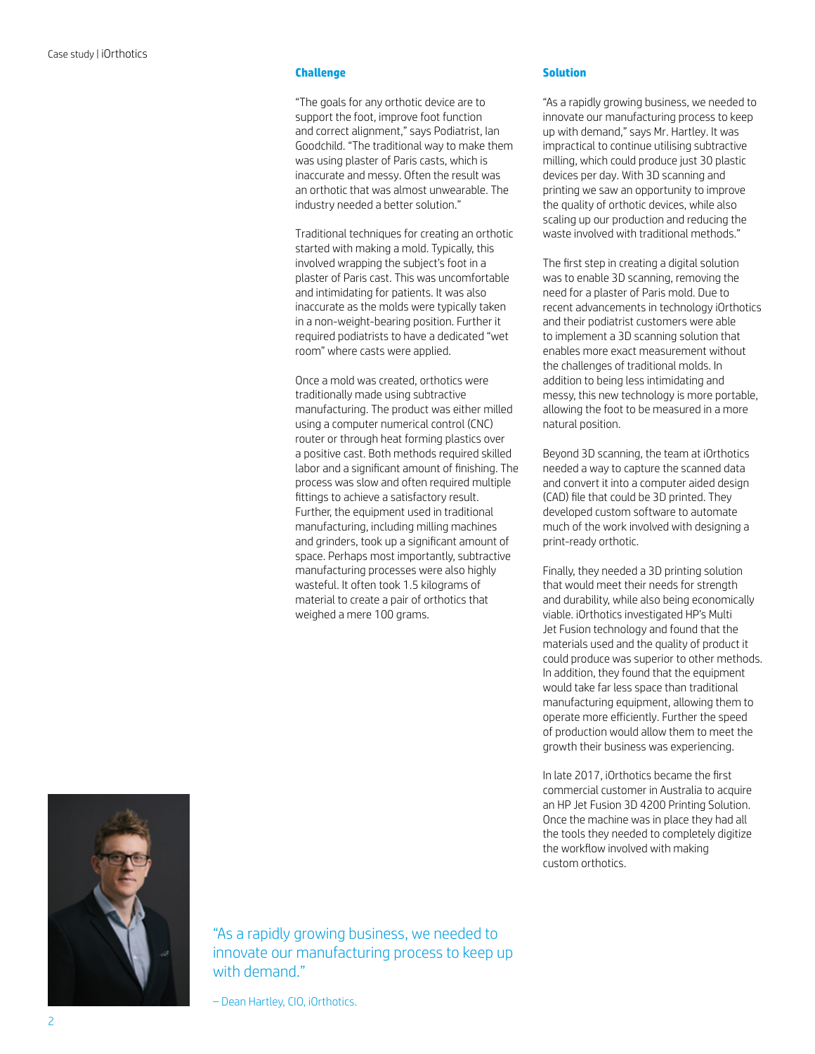## Challenge

"The goals for any orthotic device are to support the foot, improve foot function and correct alignment," says Podiatrist, Ian Goodchild. "The traditional way to make them was using plaster of Paris casts, which is inaccurate and messy. Often the result was an orthotic that was almost unwearable. The industry needed a better solution."

Traditional techniques for creating an orthotic started with making a mold. Typically, this involved wrapping the subject's foot in a plaster of Paris cast. This was uncomfortable and intimidating for patients. It was also inaccurate as the molds were typically taken in a non-weight-bearing position. Further it required podiatrists to have a dedicated "wet room" where casts were applied.

Once a mold was created, orthotics were traditionally made using subtractive manufacturing. The product was either milled using a computer numerical control (CNC) router or through heat forming plastics over a positive cast. Both methods required skilled labor and a significant amount of finishing. The process was slow and often required multiple fittings to achieve a satisfactory result. Further, the equipment used in traditional manufacturing, including milling machines and grinders, took up a significant amount of space. Perhaps most importantly, subtractive manufacturing processes were also highly wasteful. It often took 1.5 kilograms of material to create a pair of orthotics that weighed a mere 100 grams.

## Solution

"As a rapidly growing business, we needed to innovate our manufacturing process to keep up with demand," says Mr. Hartley. It was impractical to continue utilising subtractive milling, which could produce just 30 plastic devices per day. With 3D scanning and printing we saw an opportunity to improve the quality of orthotic devices, while also scaling up our production and reducing the waste involved with traditional methods."

The first step in creating a digital solution was to enable 3D scanning, removing the need for a plaster of Paris mold. Due to recent advancements in technology iOrthotics and their podiatrist customers were able to implement a 3D scanning solution that enables more exact measurement without the challenges of traditional molds. In addition to being less intimidating and messy, this new technology is more portable, allowing the foot to be measured in a more natural position.

Beyond 3D scanning, the team at iOrthotics needed a way to capture the scanned data and convert it into a computer aided design (CAD) file that could be 3D printed. They developed custom software to automate much of the work involved with designing a print-ready orthotic.

Finally, they needed a 3D printing solution that would meet their needs for strength and durability, while also being economically viable. iOrthotics investigated HP's Multi Jet Fusion technology and found that the materials used and the quality of product it could produce was superior to other methods. In addition, they found that the equipment would take far less space than traditional manufacturing equipment, allowing them to operate more efficiently. Further the speed of production would allow them to meet the growth their business was experiencing.

In late 2017, iOrthotics became the first commercial customer in Australia to acquire an HP Jet Fusion 3D 4200 Printing Solution. Once the machine was in place they had all the tools they needed to completely digitize the workflow involved with making custom orthotics.

"As a rapidly growing business, we needed to innovate our manufacturing process to keep up with demand."

– Dean Hartley, CIO, iOrthotics.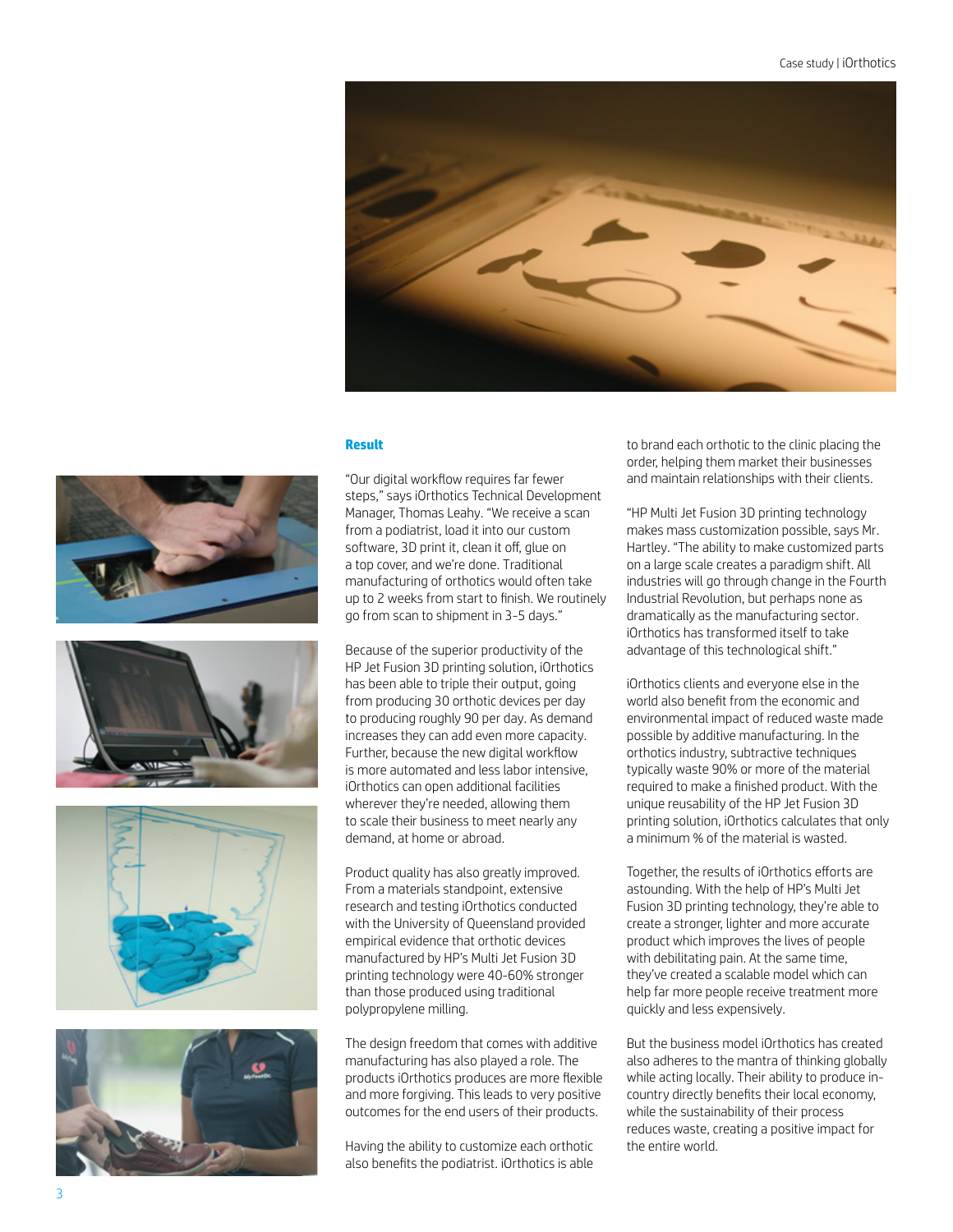## Result

"Our digital workflow requires far fewer steps," says iOrthotics Technical Development Manager, Thomas Leahy. "We receive a scan from a podiatrist, load it into our custom software, 3D print it, clean it off, glue on a top cover, and we're done. Traditional manufacturing of orthotics would often take up to 2 weeks from start to finish. We routinely go from scan to shipment in 3-5 days."

Because of the superior productivity of the HP Jet Fusion 3D printing solution, iOrthotics has been able to triple their output, going from producing 30 orthotic devices per day to producing roughly 90 per day. As demand increases they can add even more capacity. Further, because the new digital workflow is more automated and less labor intensive, iOrthotics can open additional facilities wherever they're needed, allowing them to scale their business to meet nearly any demand, at home or abroad.

Product quality has also greatly improved. From a materials standpoint, extensive research and testing iOrthotics conducted with the University of Queensland provided empirical evidence that orthotic devices manufactured by HP's Multi Jet Fusion 3D printing technology were 40-60% stronger than those produced using traditional polypropylene milling.

The design freedom that comes with additive manufacturing has also played a role. The products iOrthotics produces are more flexible and more forgiving. This leads to very positive outcomes for the end users of their products.

Having the ability to customize each orthotic also benefits the podiatrist. iOrthotics is able to brand each orthotic to the clinic placing the order, helping them market their businesses and maintain relationships with their clients.

"HP Multi Jet Fusion 3D printing technology makes mass customization possible, says Mr. Hartley. "The ability to make customized parts on a large scale creates a paradigm shift. All industries will go through change in the Fourth Industrial Revolution, but perhaps none as dramatically as the manufacturing sector. iOrthotics has transformed itself to take advantage of this technological shift."

iOrthotics clients and everyone else in the world also benefit from the economic and environmental impact of reduced waste made possible by additive manufacturing. In the orthotics industry, subtractive techniques typically waste 90% or more of the material required to make a finished product. With the unique reusability of the HP Jet Fusion 3D printing solution, iOrthotics calculates that only a minimum % of the material is wasted.

Together, the results of iOrthotics efforts are astounding. With the help of HP's Multi Jet Fusion 3D printing technology, they're able to create a stronger, lighter and more accurate product which improves the lives of people with debilitating pain. At the same time, they've created a scalable model which can help far more people receive treatment more quickly and less expensively.

But the business model iOrthotics has created also adheres to the mantra of thinking globally while acting locally. Their ability to produce in-country directly benefits their local economy, while the sustainability of their process reduces waste, creating a positive impact for the entire world.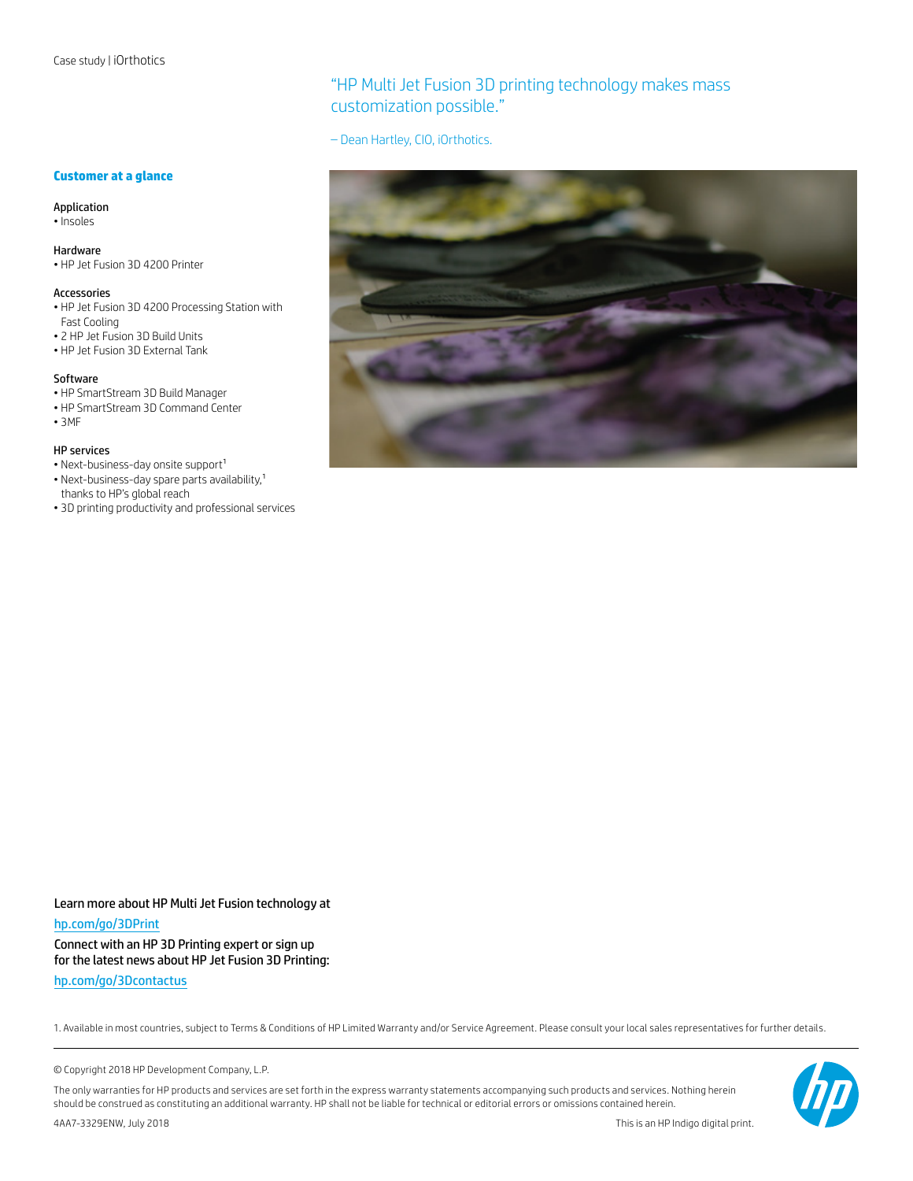“HP Multi Jet Fusion 3D printing technology makes mass customization possible.”

– Dean Hartley, CIO, iOrthotics.

**Customer at a glance**

Application
- Insoles

Hardware
- HP Jet Fusion 3D 4200 Printer

Accessories
- HP Jet Fusion 3D 4200 Processing Station with Fast Cooling
- 2 HP Jet Fusion 3D Build Units
- HP Jet Fusion 3D External Tank

Software
- HP SmartStream 3D Build Manager
- HP SmartStream 3D Command Center
- 3MF

HP services
- Next-business-day onsite support[1]
- Next-business-day spare parts availability,[1] thanks to HP's global reach
- 3D printing productivity and professional services

Learn more about HP Multi Jet Fusion technology at

hp.com/go/3DPrint

Connect with an HP 3D Printing expert or sign up for the latest news about HP Jet Fusion 3D Printing:

hp.com/go/3Dcontactus

1. Available in most countries, subject to Terms & Conditions of HP Limited Warranty and/or Service Agreement. Please consult your local sales representatives for further details.

© Copyright 2018 HP Development Company, L.P.

The only warranties for HP products and services are set forth in the express warranty statements accompanying such products and services. Nothing herein should be construed as constituting an additional warranty. HP shall not be liable for technical or editorial errors or omissions contained herein.

4AA7-3329ENW, July 2018

This is an HP Indigo digital print.